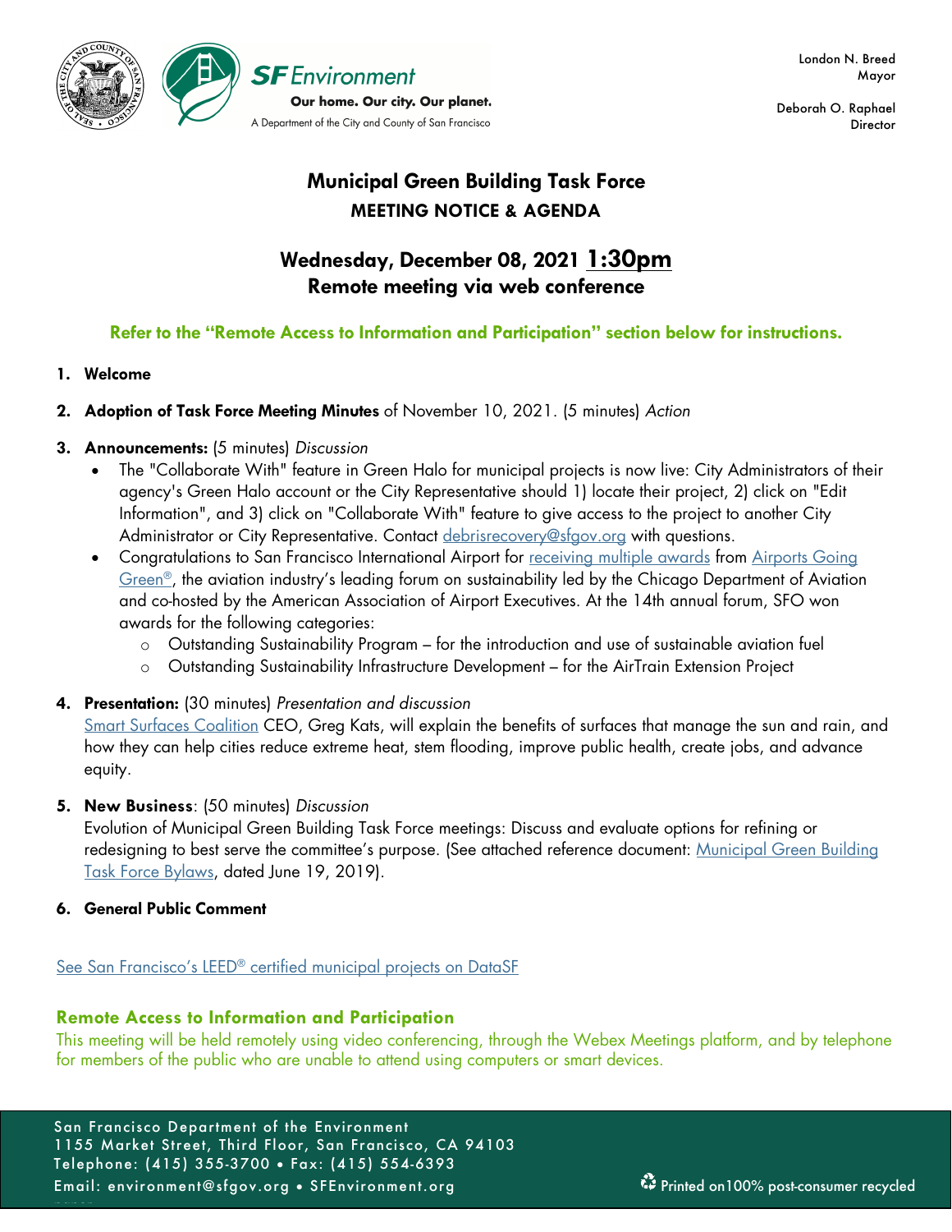SF Environment
Our home. Our city. Our planet.
A Department of the City and County of San Francisco

London N. Breed
Mayor

Deborah O. Raphael
Director

# Municipal Green Building Task Force

## MEETING NOTICE & AGENDA

## Wednesday, December 08, 2021 1:30pm
## Remote meeting via web conference

**Refer to the "Remote Access to Information and Participation" section below for instructions.**

1. **Welcome**
2. **Adoption of Task Force Meeting Minutes** of November 10, 2021. (5 minutes) *Action*
3. **Announcements:** (5 minutes) *Discussion*
   - The "Collaborate With" feature in Green Halo for municipal projects is now live: City Administrators of their agency's Green Halo account or the City Representative should 1) locate their project, 2) click on "Edit Information", and 3) click on "Collaborate With" feature to give access to the project to another City Administrator or City Representative. Contact debrisrecovery@sfgov.org with questions.
   - Congratulations to San Francisco International Airport for receiving multiple awards from Airports Going Green®, the aviation industry's leading forum on sustainability led by the Chicago Department of Aviation and co-hosted by the American Association of Airport Executives. At the 14th annual forum, SFO won awards for the following categories:
     - Outstanding Sustainability Program – for the introduction and use of sustainable aviation fuel
     - Outstanding Sustainability Infrastructure Development – for the AirTrain Extension Project
4. **Presentation:** (30 minutes) *Presentation and discussion*
   Smart Surfaces Coalition CEO, Greg Kats, will explain the benefits of surfaces that manage the sun and rain, and how they can help cities reduce extreme heat, stem flooding, improve public health, create jobs, and advance equity.
5. **New Business**: (50 minutes) *Discussion*
   Evolution of Municipal Green Building Task Force meetings: Discuss and evaluate options for refining or redesigning to best serve the committee's purpose. (See attached reference document: Municipal Green Building Task Force Bylaws, dated June 19, 2019).
6. **General Public Comment**

See San Francisco's LEED® certified municipal projects on DataSF

### Remote Access to Information and Participation

This meeting will be held remotely using video conferencing, through the Webex Meetings platform, and by telephone for members of the public who are unable to attend using computers or smart devices.

San Francisco Department of the Environment
1155 Market Street, Third Floor, San Francisco, CA 94103
Telephone: (415) 355-3700 • Fax: (415) 554-6393
Email: environment@sfgov.org • SFEnvironment.org

Printed on100% post-consumer recycled paper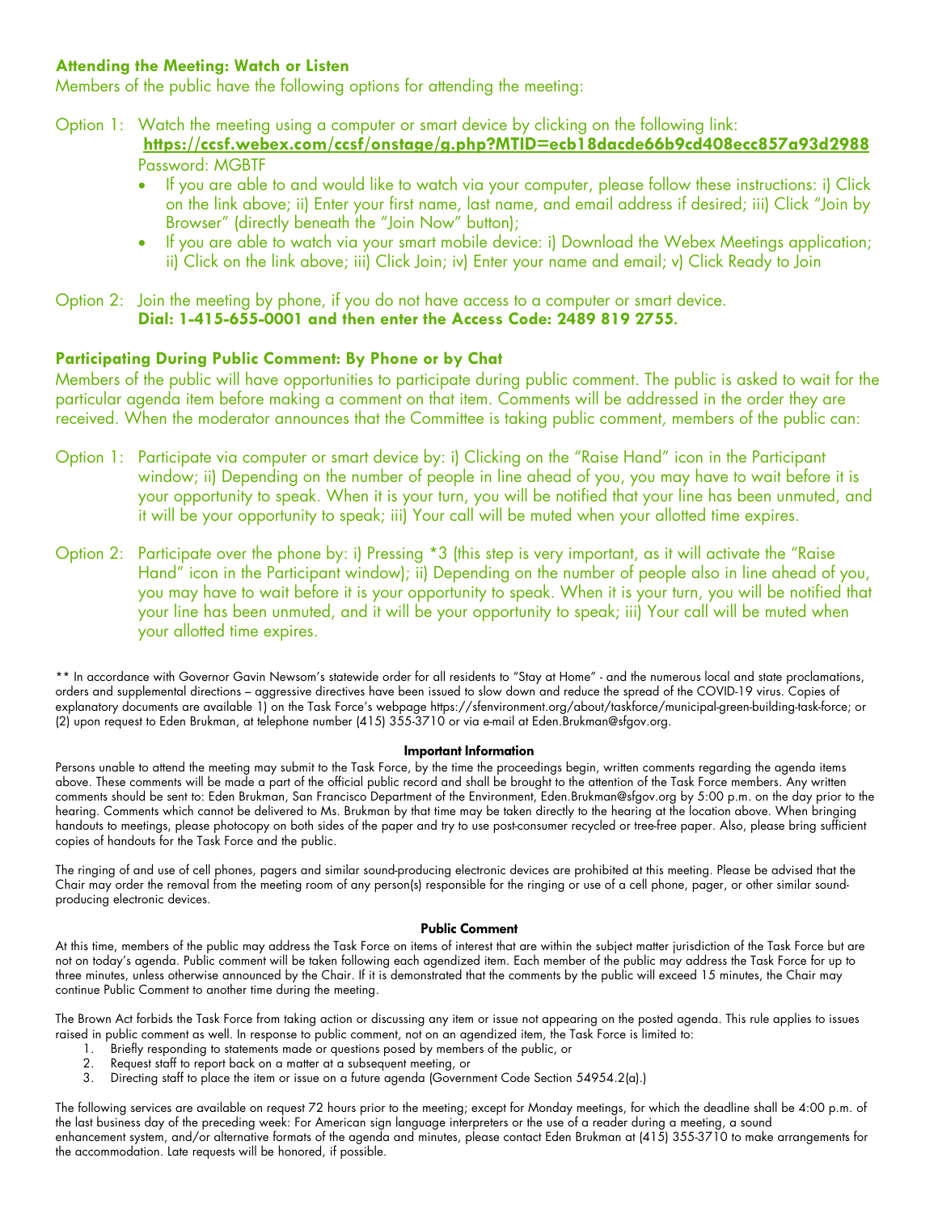### Attending the Meeting: Watch or Listen

Members of the public have the following options for attending the meeting:

Option 1: Watch the meeting using a computer or smart device by clicking on the following link:
**https://ccsf.webex.com/ccsf/onstage/g.php?MTID=ecb18dacde66b9cd408ecc857a93d2988**
Password: MGBTF

- If you are able to and would like to watch via your computer, please follow these instructions: i) Click on the link above; ii) Enter your first name, last name, and email address if desired; iii) Click "Join by Browser" (directly beneath the "Join Now" button);
- If you are able to watch via your smart mobile device: i) Download the Webex Meetings application; ii) Click on the link above; iii) Click Join; iv) Enter your name and email; v) Click Ready to Join

Option 2: Join the meeting by phone, if you do not have access to a computer or smart device.
**Dial: 1-415-655-0001 and then enter the Access Code: 2489 819 2755.**

### Participating During Public Comment: By Phone or by Chat

Members of the public will have opportunities to participate during public comment. The public is asked to wait for the particular agenda item before making a comment on that item. Comments will be addressed in the order they are received. When the moderator announces that the Committee is taking public comment, members of the public can:

Option 1: Participate via computer or smart device by: i) Clicking on the "Raise Hand" icon in the Participant window; ii) Depending on the number of people in line ahead of you, you may have to wait before it is your opportunity to speak. When it is your turn, you will be notified that your line has been unmuted, and it will be your opportunity to speak; iii) Your call will be muted when your allotted time expires.

Option 2: Participate over the phone by: i) Pressing *3 (this step is very important, as it will activate the "Raise Hand" icon in the Participant window); ii) Depending on the number of people also in line ahead of you, you may have to wait before it is your opportunity to speak. When it is your turn, you will be notified that your line has been unmuted, and it will be your opportunity to speak; iii) Your call will be muted when your allotted time expires.

** In accordance with Governor Gavin Newsom's statewide order for all residents to "Stay at Home" - and the numerous local and state proclamations, orders and supplemental directions – aggressive directives have been issued to slow down and reduce the spread of the COVID-19 virus. Copies of explanatory documents are available 1) on the Task Force's webpage https://sfenvironment.org/about/taskforce/municipal-green-building-task-force; or (2) upon request to Eden Brukman, at telephone number (415) 355-3710 or via e-mail at Eden.Brukman@sfgov.org.

**Important Information**

Persons unable to attend the meeting may submit to the Task Force, by the time the proceedings begin, written comments regarding the agenda items above. These comments will be made a part of the official public record and shall be brought to the attention of the Task Force members. Any written comments should be sent to: Eden Brukman, San Francisco Department of the Environment, Eden.Brukman@sfgov.org by 5:00 p.m. on the day prior to the hearing. Comments which cannot be delivered to Ms. Brukman by that time may be taken directly to the hearing at the location above. When bringing handouts to meetings, please photocopy on both sides of the paper and try to use post-consumer recycled or tree-free paper. Also, please bring sufficient copies of handouts for the Task Force and the public.

The ringing of and use of cell phones, pagers and similar sound-producing electronic devices are prohibited at this meeting. Please be advised that the Chair may order the removal from the meeting room of any person(s) responsible for the ringing or use of a cell phone, pager, or other similar sound-producing electronic devices.

**Public Comment**

At this time, members of the public may address the Task Force on items of interest that are within the subject matter jurisdiction of the Task Force but are not on today's agenda. Public comment will be taken following each agendized item. Each member of the public may address the Task Force for up to three minutes, unless otherwise announced by the Chair. If it is demonstrated that the comments by the public will exceed 15 minutes, the Chair may continue Public Comment to another time during the meeting.

The Brown Act forbids the Task Force from taking action or discussing any item or issue not appearing on the posted agenda. This rule applies to issues raised in public comment as well. In response to public comment, not on an agendized item, the Task Force is limited to:

1. Briefly responding to statements made or questions posed by members of the public, or
2. Request staff to report back on a matter at a subsequent meeting, or
3. Directing staff to place the item or issue on a future agenda (Government Code Section 54954.2(a).)

The following services are available on request 72 hours prior to the meeting; except for Monday meetings, for which the deadline shall be 4:00 p.m. of the last business day of the preceding week: For American sign language interpreters or the use of a reader during a meeting, a sound enhancement system, and/or alternative formats of the agenda and minutes, please contact Eden Brukman at (415) 355-3710 to make arrangements for the accommodation. Late requests will be honored, if possible.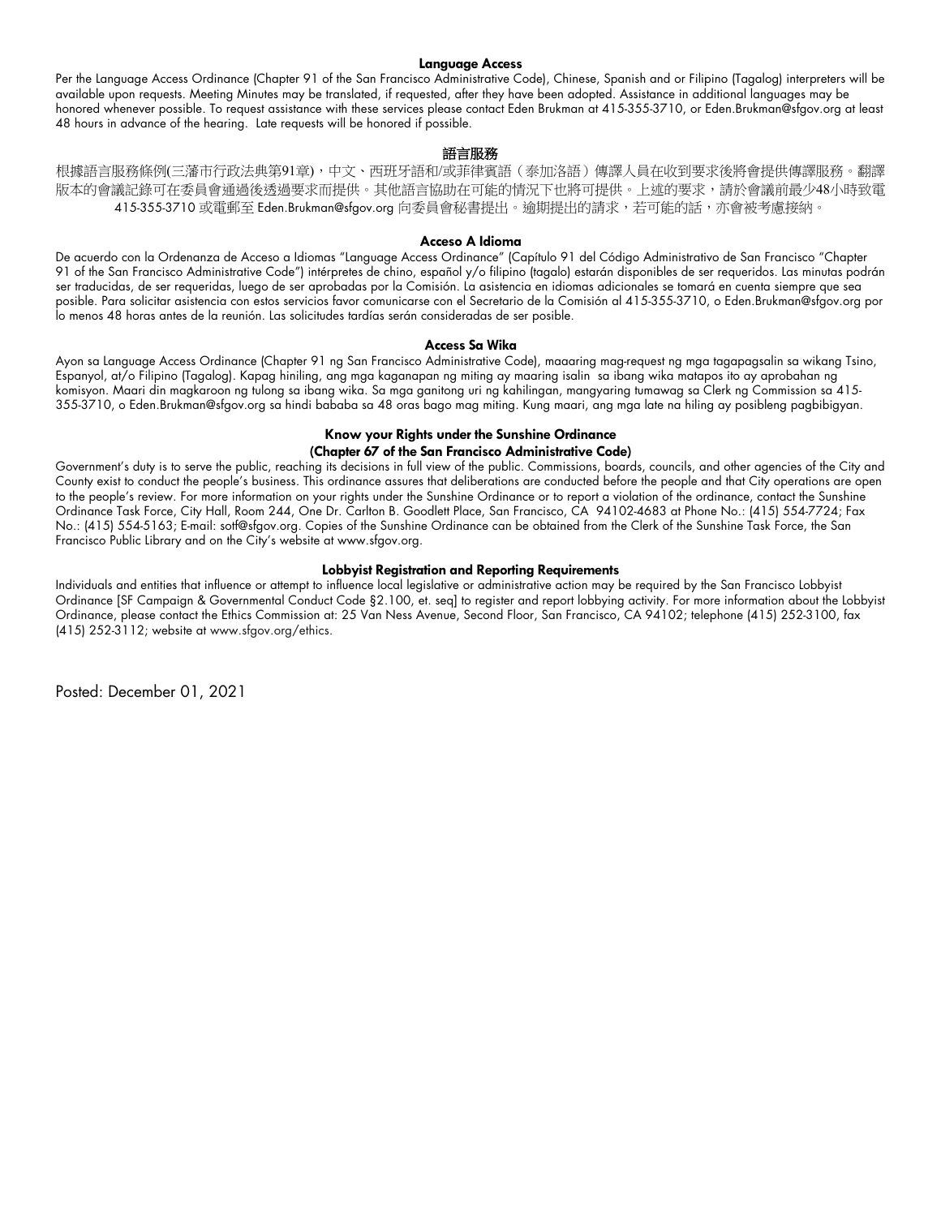### Language Access

Per the Language Access Ordinance (Chapter 91 of the San Francisco Administrative Code), Chinese, Spanish and or Filipino (Tagalog) interpreters will be available upon requests. Meeting Minutes may be translated, if requested, after they have been adopted. Assistance in additional languages may be honored whenever possible. To request assistance with these services please contact Eden Brukman at 415-355-3710, or Eden.Brukman@sfgov.org at least 48 hours in advance of the hearing. Late requests will be honored if possible.

### 語言服務

根據語言服務條例(三藩市行政法典第91章)，中文、西班牙語和/或菲律賓語（泰加洛語）傳譯人員在收到要求後將會提供傳譯服務。翻譯版本的會議記錄可在委員會通過後透過要求而提供。其他語言協助在可能的情況下也將可提供。上述的要求，請於會議前最少48小時致電415-355-3710 或電郵至 Eden.Brukman@sfgov.org 向委員會秘書提出。逾期提出的請求，若可能的話，亦會被考慮接納。

### Acceso A Idioma

De acuerdo con la Ordenanza de Acceso a Idiomas "Language Access Ordinance" (Capítulo 91 del Código Administrativo de San Francisco "Chapter 91 of the San Francisco Administrative Code") intérpretes de chino, español y/o filipino (tagalo) estarán disponibles de ser requeridos. Las minutas podrán ser traducidas, de ser requeridas, luego de ser aprobadas por la Comisión. La asistencia en idiomas adicionales se tomará en cuenta siempre que sea posible. Para solicitar asistencia con estos servicios favor comunicarse con el Secretario de la Comisión al 415-355-3710, o Eden.Brukman@sfgov.org por lo menos 48 horas antes de la reunión. Las solicitudes tardías serán consideradas de ser posible.

### Access Sa Wika

Ayon sa Language Access Ordinance (Chapter 91 ng San Francisco Administrative Code), maaaring mag-request ng mga tagapagsalin sa wikang Tsino, Espanyol, at/o Filipino (Tagalog). Kapag hiniling, ang mga kaganapan ng miting ay maaring isalin sa ibang wika matapos ito ay aprobahan ng komisyon. Maari din magkaroon ng tulong sa ibang wika. Sa mga ganitong uri ng kahilingan, mangyaring tumawag sa Clerk ng Commission sa 415-355-3710, o Eden.Brukman@sfgov.org sa hindi bababa sa 48 oras bago mag miting. Kung maari, ang mga late na hiling ay posibleng pagbibigyan.

### Know your Rights under the Sunshine Ordinance
### (Chapter 67 of the San Francisco Administrative Code)

Government's duty is to serve the public, reaching its decisions in full view of the public. Commissions, boards, councils, and other agencies of the City and County exist to conduct the people's business. This ordinance assures that deliberations are conducted before the people and that City operations are open to the people's review. For more information on your rights under the Sunshine Ordinance or to report a violation of the ordinance, contact the Sunshine Ordinance Task Force, City Hall, Room 244, One Dr. Carlton B. Goodlett Place, San Francisco, CA 94102-4683 at Phone No.: (415) 554-7724; Fax No.: (415) 554-5163; E-mail: sotf@sfgov.org. Copies of the Sunshine Ordinance can be obtained from the Clerk of the Sunshine Task Force, the San Francisco Public Library and on the City's website at www.sfgov.org.

### Lobbyist Registration and Reporting Requirements

Individuals and entities that influence or attempt to influence local legislative or administrative action may be required by the San Francisco Lobbyist Ordinance [SF Campaign & Governmental Conduct Code §2.100, et. seq] to register and report lobbying activity. For more information about the Lobbyist Ordinance, please contact the Ethics Commission at: 25 Van Ness Avenue, Second Floor, San Francisco, CA 94102; telephone (415) 252-3100, fax (415) 252-3112; website at www.sfgov.org/ethics.

Posted: December 01, 2021